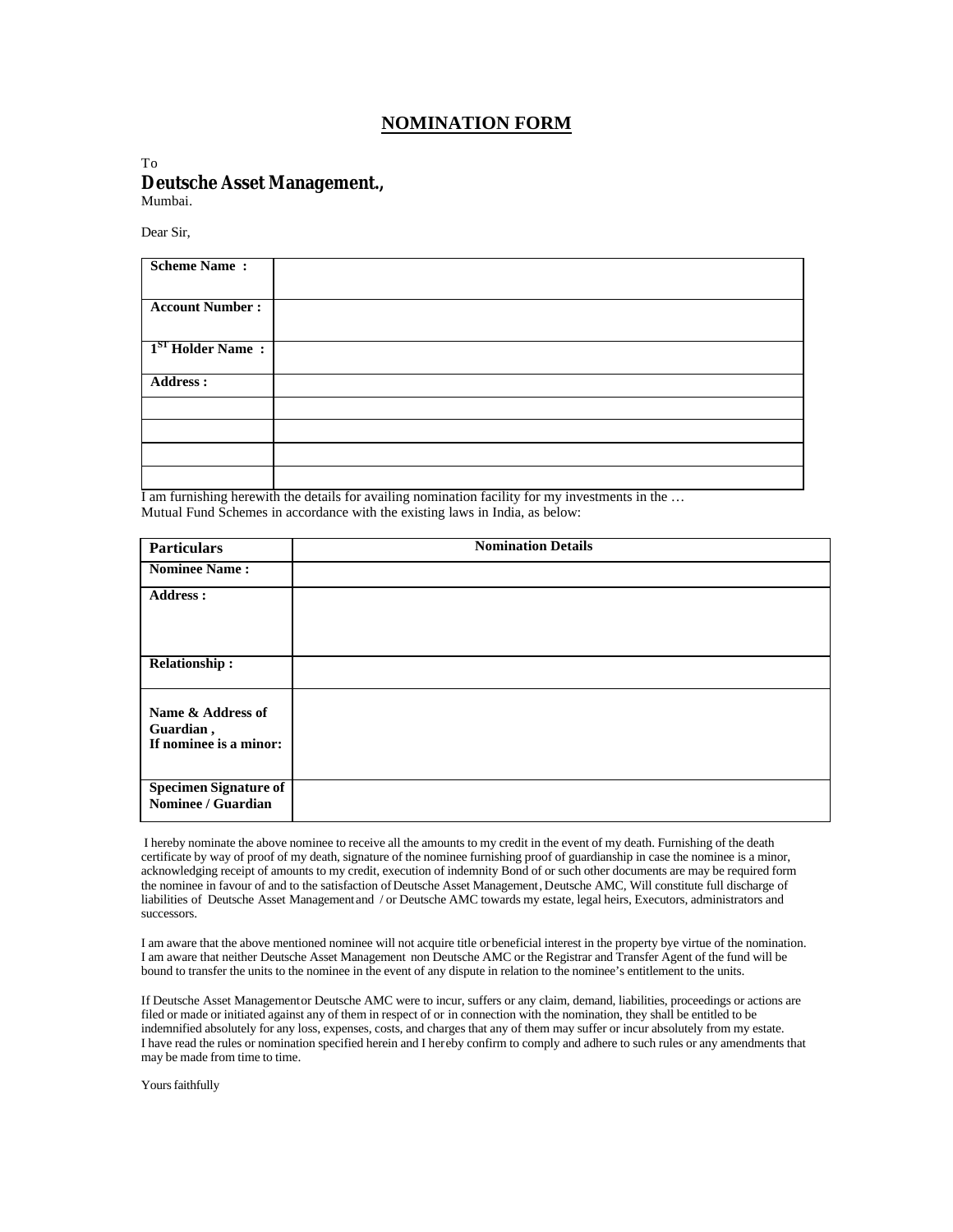# NOMINATION FORM

To

**Deutsche Asset Management.,**

Mumbai.

Dear Sir,

| | |
|---|---|
| **Scheme Name :** | |
| **Account Number :** | |
| **1ST Holder Name :** | |
| **Address :** | |
| | |
| | |
| | |
| | |

I am furnishing herewith the details for availing nomination facility for my investments in the … Mutual Fund Schemes in accordance with the existing laws in India, as below:

| **Particulars** | **Nomination Details** |
|---|---|
| **Nominee Name :** | |
| **Address :** | |
| **Relationship :** | |
| **Name & Address of Guardian , If nominee is a minor:** | |
| **Specimen Signature of Nominee / Guardian** | |

I hereby nominate the above nominee to receive all the amounts to my credit in the event of my death. Furnishing of the death certificate by way of proof of my death, signature of the nominee furnishing proof of guardianship in case the nominee is a minor, acknowledging receipt of amounts to my credit, execution of indemnity Bond of or such other documents are may be required form the nominee in favour of and to the satisfaction of Deutsche Asset Management, Deutsche AMC, Will constitute full discharge of liabilities of Deutsche Asset Management and / or Deutsche AMC towards my estate, legal heirs, Executors, administrators and successors.

I am aware that the above mentioned nominee will not acquire title or beneficial interest in the property bye virtue of the nomination. I am aware that neither Deutsche Asset Management non Deutsche AMC or the Registrar and Transfer Agent of the fund will be bound to transfer the units to the nominee in the event of any dispute in relation to the nominee's entitlement to the units.

If Deutsche Asset Management or Deutsche AMC were to incur, suffers or any claim, demand, liabilities, proceedings or actions are filed or made or initiated against any of them in respect of or in connection with the nomination, they shall be entitled to be indemnified absolutely for any loss, expenses, costs, and charges that any of them may suffer or incur absolutely from my estate. I have read the rules or nomination specified herein and I hereby confirm to comply and adhere to such rules or any amendments that may be made from time to time.

Yours faithfully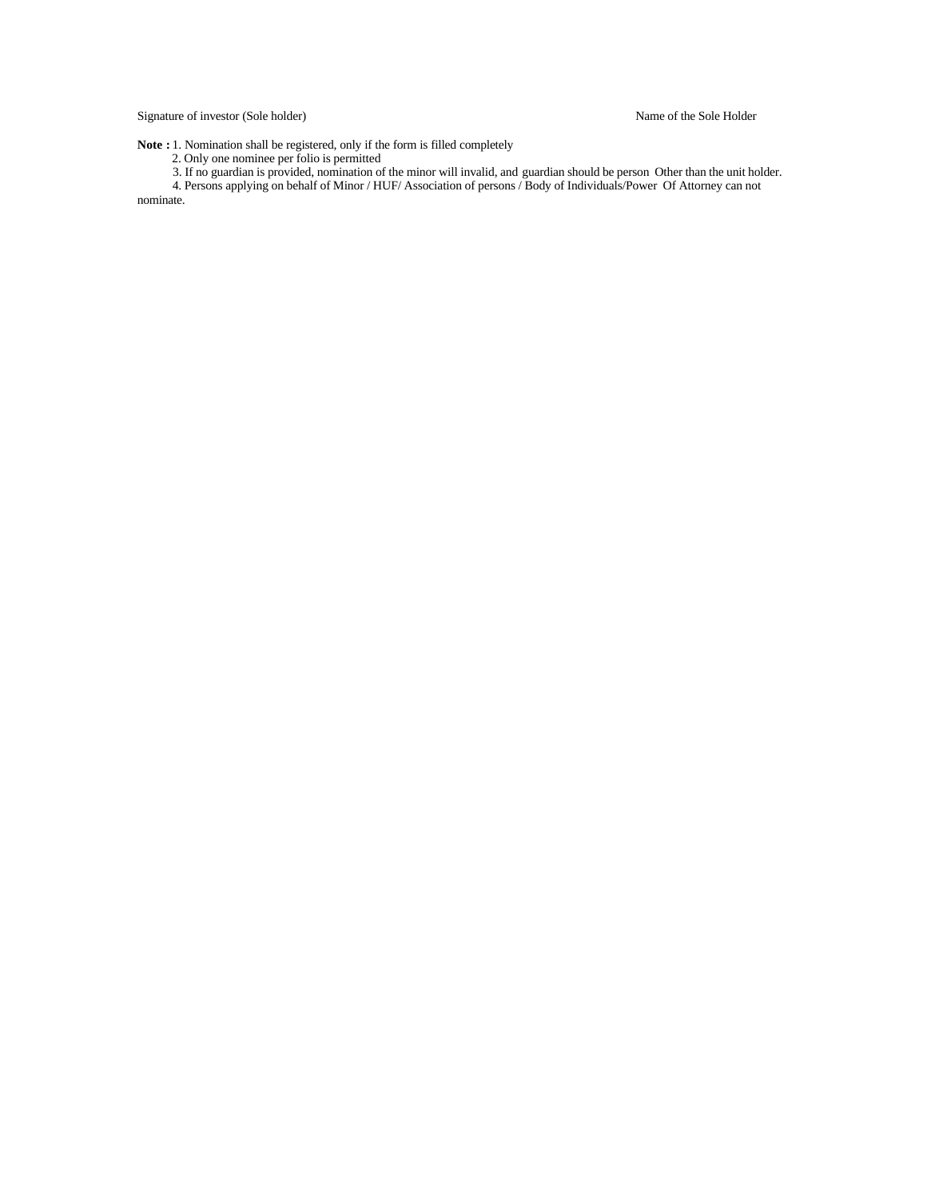Signature of investor (Sole holder) Name of the Sole Holder

**Note :** 1. Nomination shall be registered, only if the form is filled completely

2. Only one nominee per folio is permitted

3. If no guardian is provided, nomination of the minor will invalid, and guardian should be person Other than the unit holder.

4. Persons applying on behalf of Minor / HUF/ Association of persons / Body of Individuals/Power Of Attorney can not nominate.